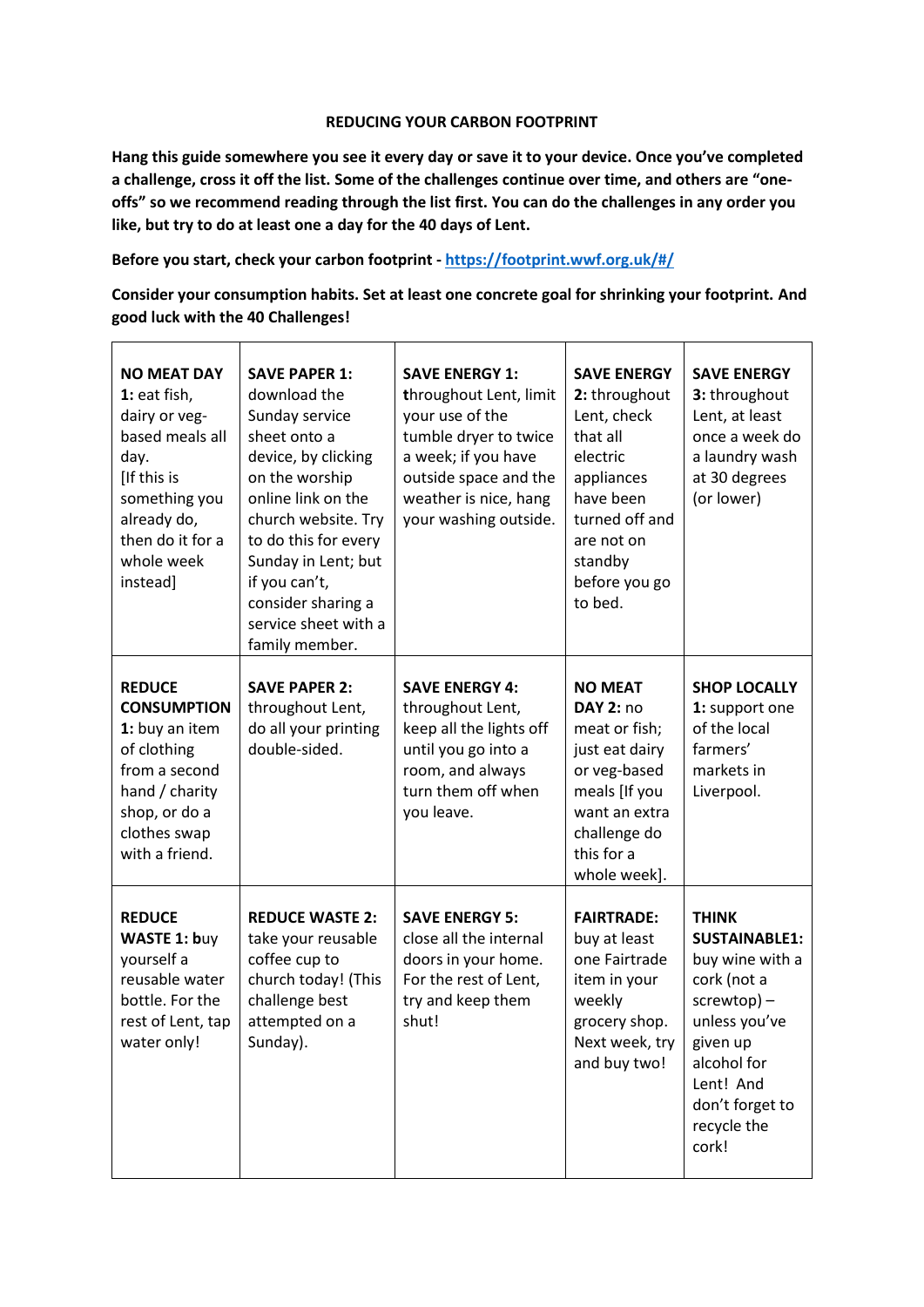# REDUCING YOUR CARBON FOOTPRINT

**Hang this guide somewhere you see it every day or save it to your device. Once you've completed a challenge, cross it off the list. Some of the challenges continue over time, and others are "one-offs" so we recommend reading through the list first. You can do the challenges in any order you like, but try to do at least one a day for the 40 days of Lent.**

**Before you start, check your carbon footprint - https://footprint.wwf.org.uk/#/**

**Consider your consumption habits. Set at least one concrete goal for shrinking your footprint. And good luck with the 40 Challenges!**

| | | | | |
|---|---|---|---|---|
| **NO MEAT DAY 1:** eat fish, dairy or veg-based meals all day. [If this is something you already do, then do it for a whole week instead] | **SAVE PAPER 1:** download the Sunday service sheet onto a device, by clicking on the worship online link on the church website. Try to do this for every Sunday in Lent; but if you can't, consider sharing a service sheet with a family member. | **SAVE ENERGY 1: t**hroughout Lent, limit your use of the tumble dryer to twice a week; if you have outside space and the weather is nice, hang your washing outside. | **SAVE ENERGY 2:** throughout Lent, check that all electric appliances have been turned off and are not on standby before you go to bed. | **SAVE ENERGY 3:** throughout Lent, at least once a week do a laundry wash at 30 degrees (or lower) |
| **REDUCE CONSUMPTION 1:** buy an item of clothing from a second hand / charity shop, or do a clothes swap with a friend. | **SAVE PAPER 2:** throughout Lent, do all your printing double-sided. | **SAVE ENERGY 4:** throughout Lent, keep all the lights off until you go into a room, and always turn them off when you leave. | **NO MEAT DAY 2:** no meat or fish; just eat dairy or veg-based meals [If you want an extra challenge do this for a whole week]. | **SHOP LOCALLY 1:** support one of the local farmers' markets in Liverpool. |
| **REDUCE WASTE 1: b**uy yourself a reusable water bottle. For the rest of Lent, tap water only! | **REDUCE WASTE 2:** take your reusable coffee cup to church today! (This challenge best attempted on a Sunday). | **SAVE ENERGY 5:** close all the internal doors in your home. For the rest of Lent, try and keep them shut! | **FAIRTRADE:** buy at least one Fairtrade item in your weekly grocery shop. Next week, try and buy two! | **THINK SUSTAINABLE1:** buy wine with a cork (not a screwtop) – unless you've given up alcohol for Lent! And don't forget to recycle the cork! |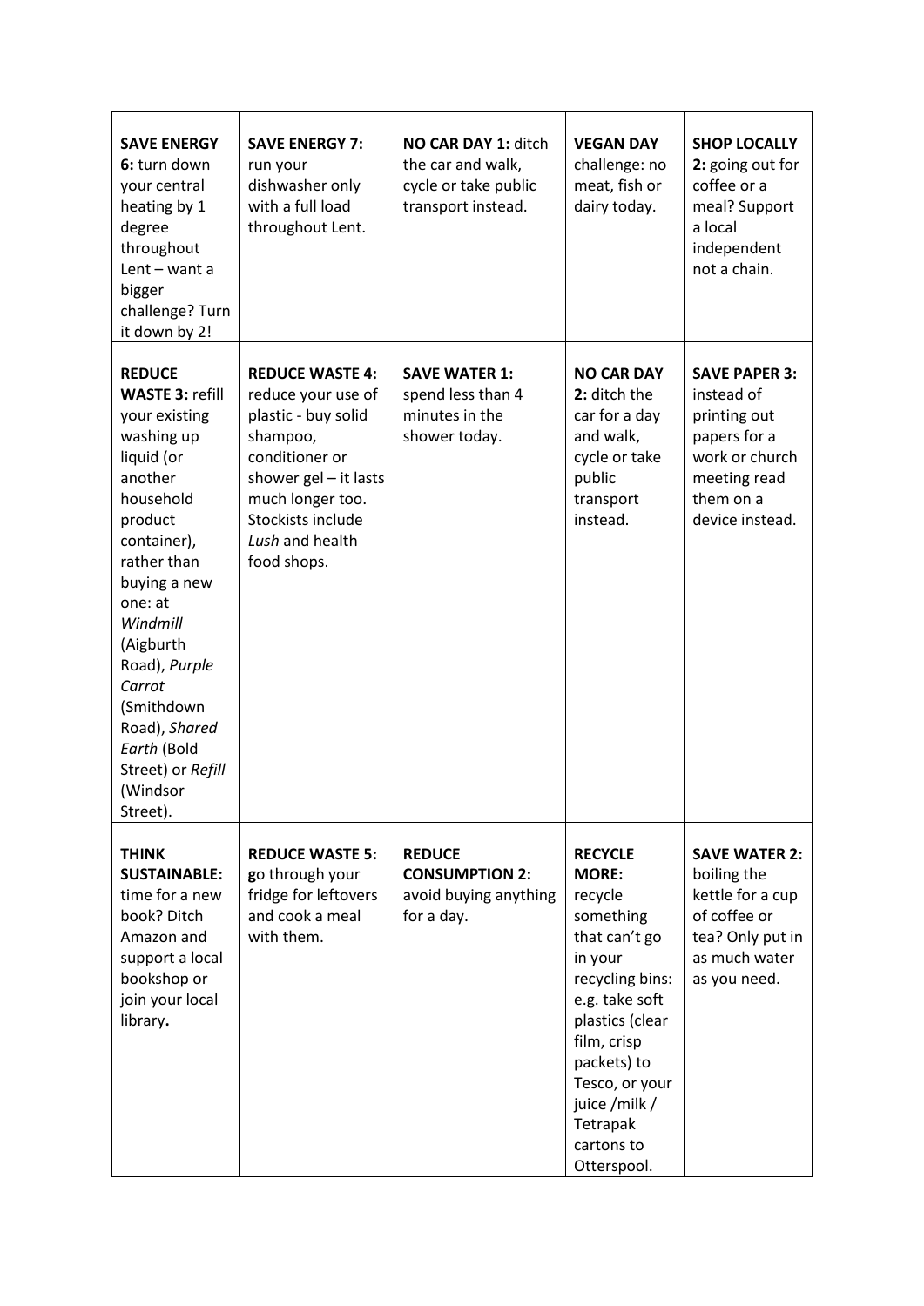| **SAVE ENERGY 6:** turn down your central heating by 1 degree throughout Lent – want a bigger challenge? Turn it down by 2! | **SAVE ENERGY 7:** run your dishwasher only with a full load throughout Lent. | **NO CAR DAY 1:** ditch the car and walk, cycle or take public transport instead. | **VEGAN DAY** challenge: no meat, fish or dairy today. | **SHOP LOCALLY 2:** going out for coffee or a meal? Support a local independent not a chain. |
|---|---|---|---|---|
| **REDUCE WASTE 3:** refill your existing washing up liquid (or another household product container), rather than buying a new one: at *Windmill* (Aigburth Road), *Purple Carrot* (Smithdown Road), *Shared Earth* (Bold Street) or *Refill* (Windsor Street). | **REDUCE WASTE 4:** reduce your use of plastic - buy solid shampoo, conditioner or shower gel – it lasts much longer too. Stockists include *Lush* and health food shops. | **SAVE WATER 1:** spend less than 4 minutes in the shower today. | **NO CAR DAY 2:** ditch the car for a day and walk, cycle or take public transport instead. | **SAVE PAPER 3:** instead of printing out papers for a work or church meeting read them on a device instead. |
| **THINK SUSTAINABLE:** time for a new book? Ditch Amazon and support a local bookshop or join your local library**.** | **REDUCE WASTE 5: g**o through your fridge for leftovers and cook a meal with them. | **REDUCE CONSUMPTION 2:** avoid buying anything for a day. | **RECYCLE MORE:** recycle something that can't go in your recycling bins: e.g. take soft plastics (clear film, crisp packets) to Tesco, or your juice /milk / Tetrapak cartons to Otterspool. | **SAVE WATER 2:** boiling the kettle for a cup of coffee or tea? Only put in as much water as you need. |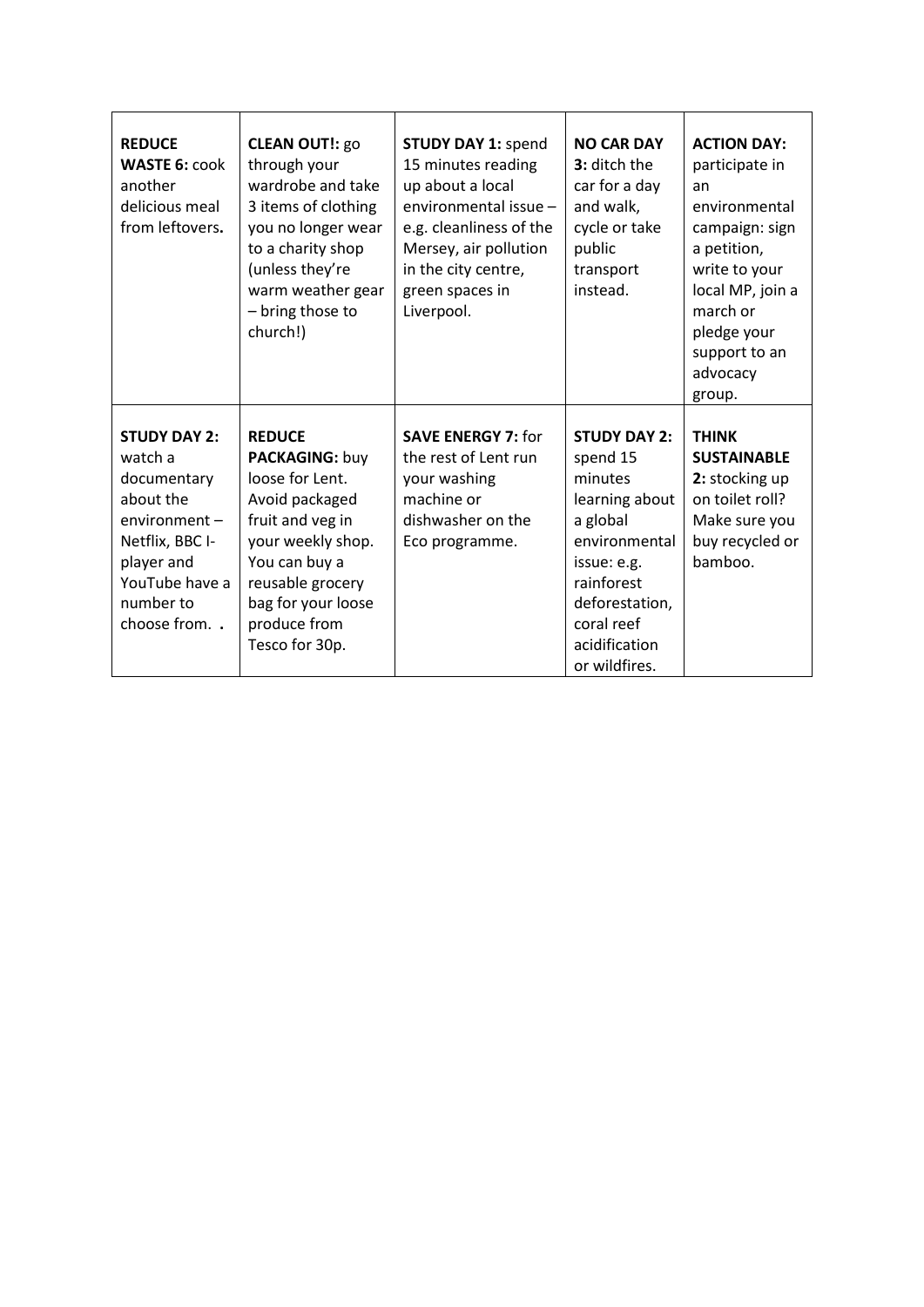| | | | | |
|---|---|---|---|---|
| **REDUCE WASTE 6:** cook another delicious meal from leftovers**.** | **CLEAN OUT!:** go through your wardrobe and take 3 items of clothing you no longer wear to a charity shop (unless they're warm weather gear – bring those to church!) | **STUDY DAY 1:** spend 15 minutes reading up about a local environmental issue – e.g. cleanliness of the Mersey, air pollution in the city centre, green spaces in Liverpool. | **NO CAR DAY 3:** ditch the car for a day and walk, cycle or take public transport instead. | **ACTION DAY:** participate in an environmental campaign: sign a petition, write to your local MP, join a march or pledge your support to an advocacy group. |
| **STUDY DAY 2:** watch a documentary about the environment – Netflix, BBC I-player and YouTube have a number to choose from. **.** | **REDUCE PACKAGING:** buy loose for Lent. Avoid packaged fruit and veg in your weekly shop. You can buy a reusable grocery bag for your loose produce from Tesco for 30p. | **SAVE ENERGY 7:** for the rest of Lent run your washing machine or dishwasher on the Eco programme. | **STUDY DAY 2:** spend 15 minutes learning about a global environmental issue: e.g. rainforest deforestation, coral reef acidification or wildfires. | **THINK SUSTAINABLE 2:** stocking up on toilet roll? Make sure you buy recycled or bamboo. |